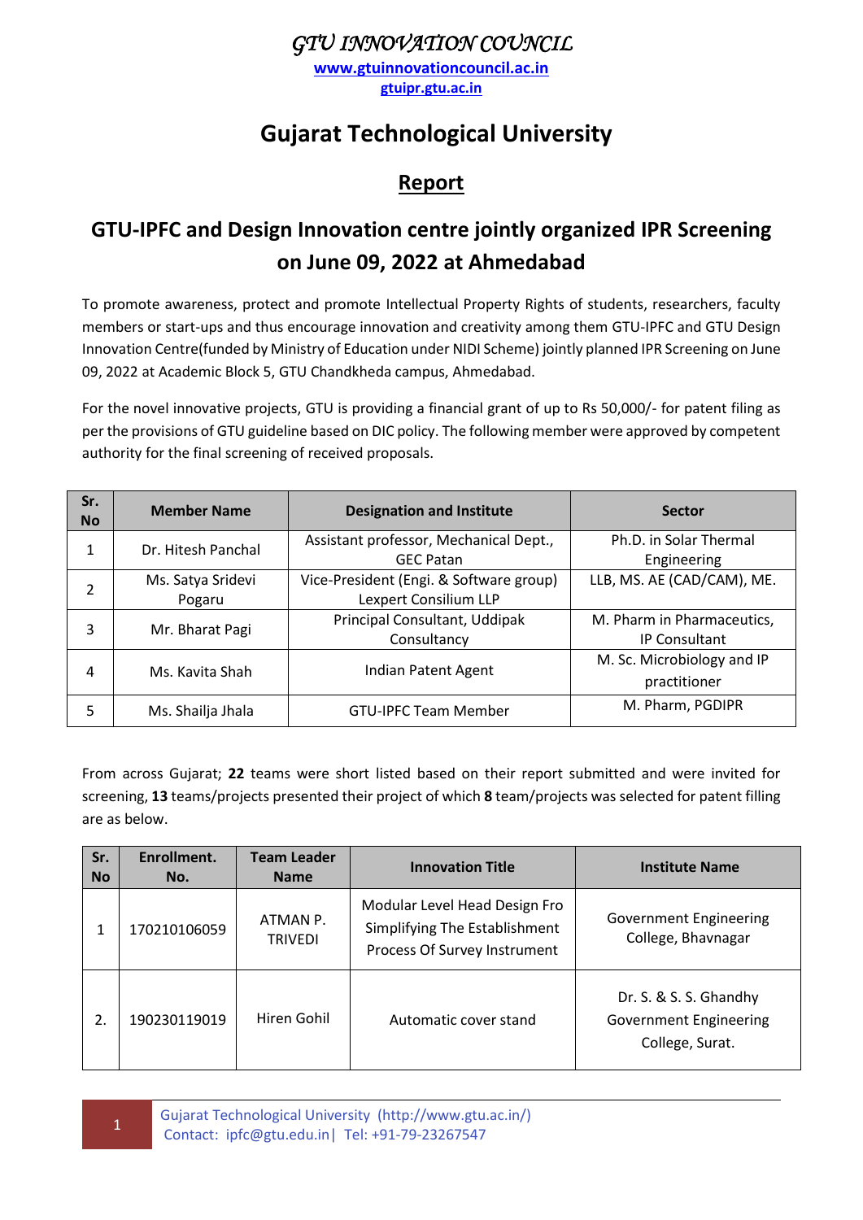# *GTU INNOVATION COUNCIL*

**www.gtuinnovationcouncil.ac.in**

**gtuipr.gtu.ac.in**

# Gujarat Technological University

## Report

## GTU-IPFC and Design Innovation centre jointly organized IPR Screening on June 09, 2022 at Ahmedabad

To promote awareness, protect and promote Intellectual Property Rights of students, researchers, faculty members or start-ups and thus encourage innovation and creativity among them GTU-IPFC and GTU Design Innovation Centre(funded by Ministry of Education under NIDI Scheme) jointly planned IPR Screening on June 09, 2022 at Academic Block 5, GTU Chandkheda campus, Ahmedabad.

For the novel innovative projects, GTU is providing a financial grant of up to Rs 50,000/- for patent filing as per the provisions of GTU guideline based on DIC policy. The following member were approved by competent authority for the final screening of received proposals.

| Sr. No | Member Name | Designation and Institute | Sector |
|---|---|---|---|
| 1 | Dr. Hitesh Panchal | Assistant professor, Mechanical Dept., GEC Patan | Ph.D. in Solar Thermal Engineering |
| 2 | Ms. Satya Sridevi Pogaru | Vice-President (Engi. & Software group) Lexpert Consilium LLP | LLB, MS. AE (CAD/CAM), ME. |
| 3 | Mr. Bharat Pagi | Principal Consultant, Uddipak Consultancy | M. Pharm in Pharmaceutics, IP Consultant |
| 4 | Ms. Kavita Shah | Indian Patent Agent | M. Sc. Microbiology and IP practitioner |
| 5 | Ms. Shailja Jhala | GTU-IPFC Team Member | M. Pharm, PGDIPR |

From across Gujarat; **22** teams were short listed based on their report submitted and were invited for screening, **13** teams/projects presented their project of which **8** team/projects was selected for patent filling are as below.

| Sr. No | Enrollment. No. | Team Leader Name | Innovation Title | Institute Name |
|---|---|---|---|---|
| 1 | 170210106059 | ATMAN P. TRIVEDI | Modular Level Head Design Fro Simplifying The Establishment Process Of Survey Instrument | Government Engineering College, Bhavnagar |
| 2. | 190230119019 | Hiren Gohil | Automatic cover stand | Dr. S. & S. S. Ghandhy Government Engineering College, Surat. |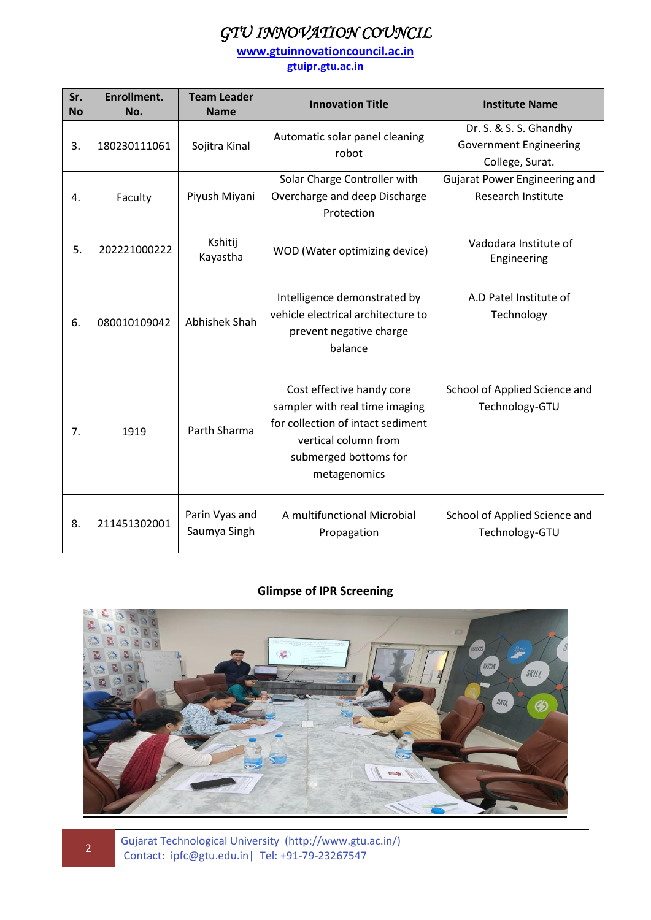| Sr. No | Enrollment. No. | Team Leader Name | Innovation Title | Institute Name |
|---|---|---|---|---|
| 3. | 180230111061 | Sojitra Kinal | Automatic solar panel cleaning robot | Dr. S. & S. S. Ghandhy Government Engineering College, Surat. |
| 4. | Faculty | Piyush Miyani | Solar Charge Controller with Overcharge and deep Discharge Protection | Gujarat Power Engineering and Research Institute |
| 5. | 202221000222 | Kshitij Kayastha | WOD (Water optimizing device) | Vadodara Institute of Engineering |
| 6. | 080010109042 | Abhishek Shah | Intelligence demonstrated by vehicle electrical architecture to prevent negative charge balance | A.D Patel Institute of Technology |
| 7. | 1919 | Parth Sharma | Cost effective handy core sampler with real time imaging for collection of intact sediment vertical column from submerged bottoms for metagenomics | School of Applied Science and Technology-GTU |
| 8. | 211451302001 | Parin Vyas and Saumya Singh | A multifunctional Microbial Propagation | School of Applied Science and Technology-GTU |

**Glimpse of IPR Screening**